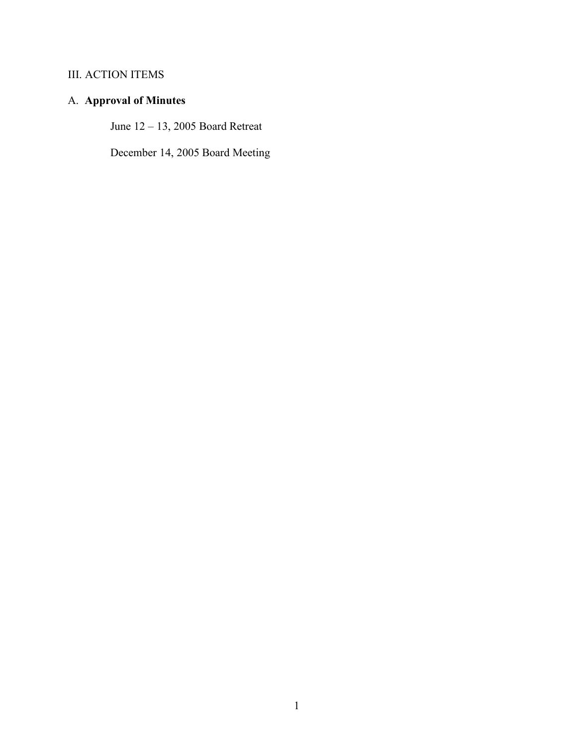# III. ACTION ITEMS

## A. **Approval of Minutes**

June 12 – 13, 2005 Board Retreat

December 14, 2005 Board Meeting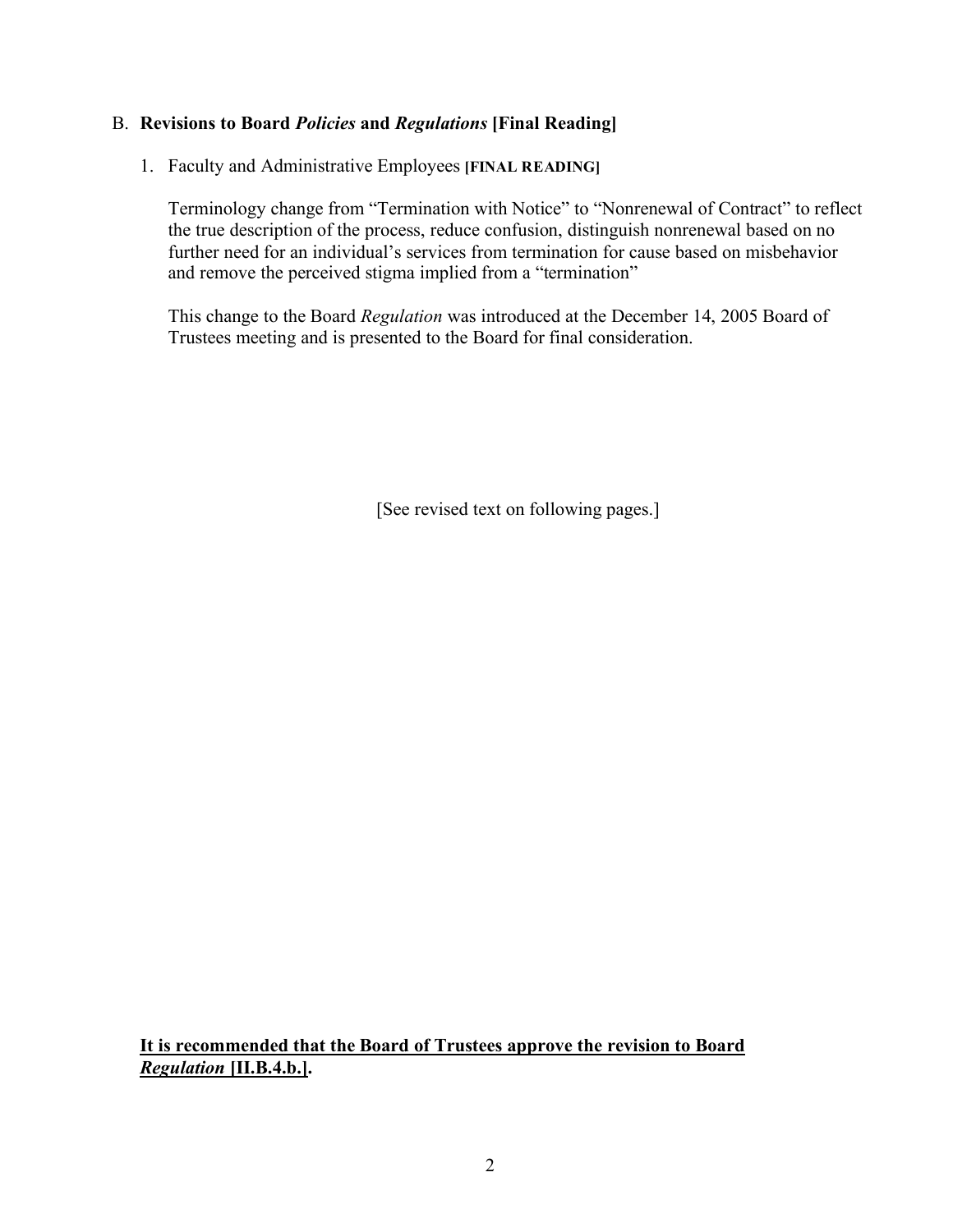## B. **Revisions to Board *Policies* and *Regulations* [Final Reading]**

1. Faculty and Administrative Employees **[FINAL READING]**

   Terminology change from "Termination with Notice" to "Nonrenewal of Contract" to reflect the true description of the process, reduce confusion, distinguish nonrenewal based on no further need for an individual's services from termination for cause based on misbehavior and remove the perceived stigma implied from a "termination"

   This change to the Board *Regulation* was introduced at the December 14, 2005 Board of Trustees meeting and is presented to the Board for final consideration.

[See revised text on following pages.]

**<u>It is recommended that the Board of Trustees approve the revision to Board *Regulation* [II.B.4.b.]</u>.**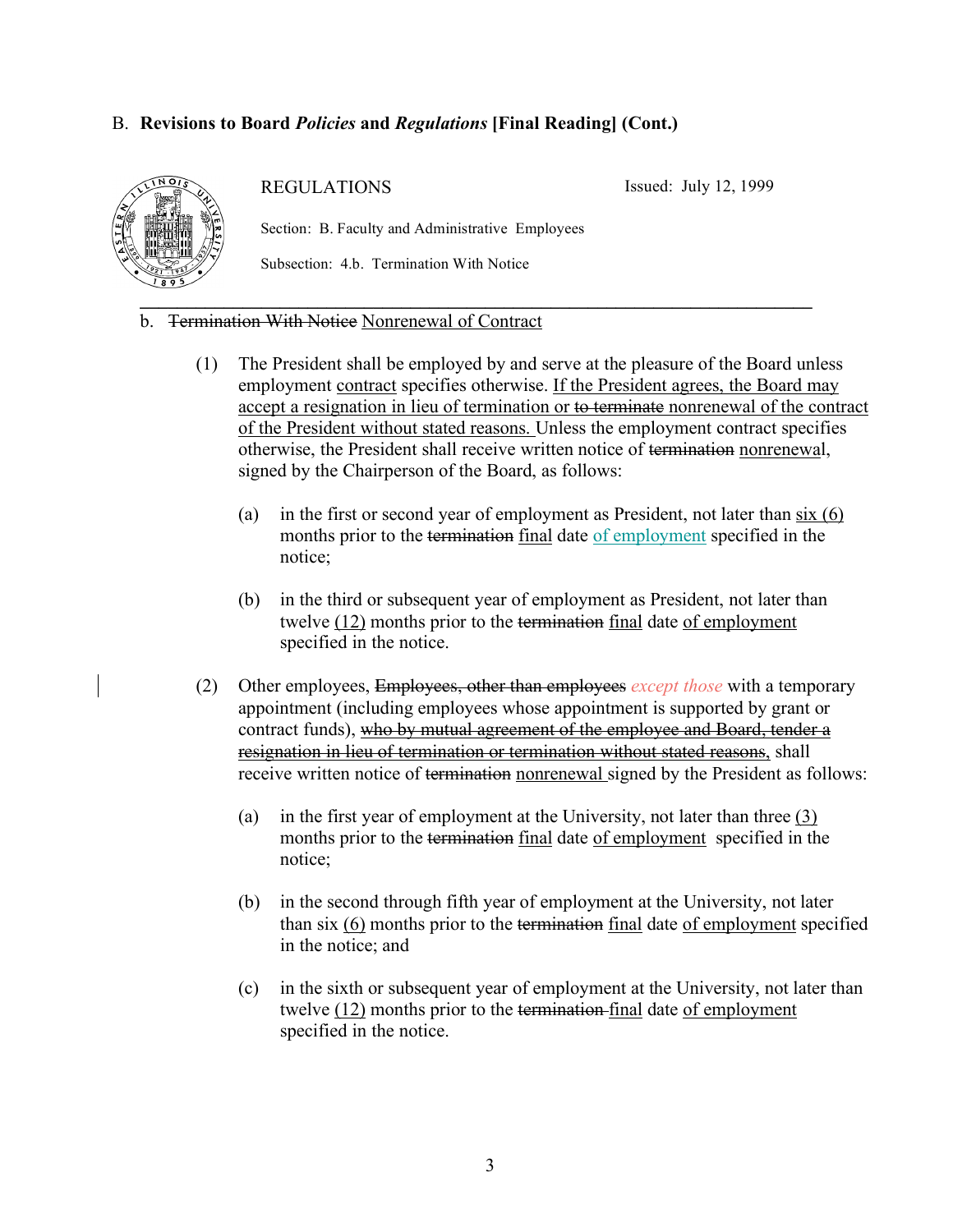B. **Revisions to Board *Policies* and *Regulations* [Final Reading] (Cont.)**

REGULATIONS

Issued: July 12, 1999

Section: B. Faculty and Administrative Employees

Subsection: 4.b. Termination With Notice

---

b. ~~Termination With Notice~~ <u>Nonrenewal of Contract</u>

(1) The President shall be employed by and serve at the pleasure of the Board unless employment <u>contract</u> specifies otherwise. <u>If the President agrees, the Board may accept a resignation in lieu of termination or</u> ~~to terminate~~ <u>nonrenewal of the contract of the President without stated reasons.</u> Unless the employment contract specifies otherwise, the President shall receive written notice of ~~termination~~ <u>nonrenewal</u>, signed by the Chairperson of the Board, as follows:

(a) in the first or second year of employment as President, not later than <u>six (6)</u> months prior to the ~~termination~~ <u>final</u> date <u>of employment</u> specified in the notice;

(b) in the third or subsequent year of employment as President, not later than twelve <u>(12)</u> months prior to the ~~termination~~ <u>final</u> date <u>of employment</u> specified in the notice.

(2) Other employees, ~~Employees, other than employees~~ *except those* with a temporary appointment (including employees whose appointment is supported by grant or contract funds), ~~who by mutual agreement of the employee and Board, tender a resignation in lieu of termination or termination without stated reasons,~~ shall receive written notice of ~~termination~~ <u>nonrenewal</u> signed by the President as follows:

(a) in the first year of employment at the University, not later than three <u>(3)</u> months prior to the ~~termination~~ <u>final</u> date <u>of employment</u> specified in the notice;

(b) in the second through fifth year of employment at the University, not later than six <u>(6)</u> months prior to the ~~termination~~ <u>final</u> date <u>of employment</u> specified in the notice; and

(c) in the sixth or subsequent year of employment at the University, not later than twelve <u>(12)</u> months prior to the ~~termination~~ <u>final</u> date <u>of employment</u> specified in the notice.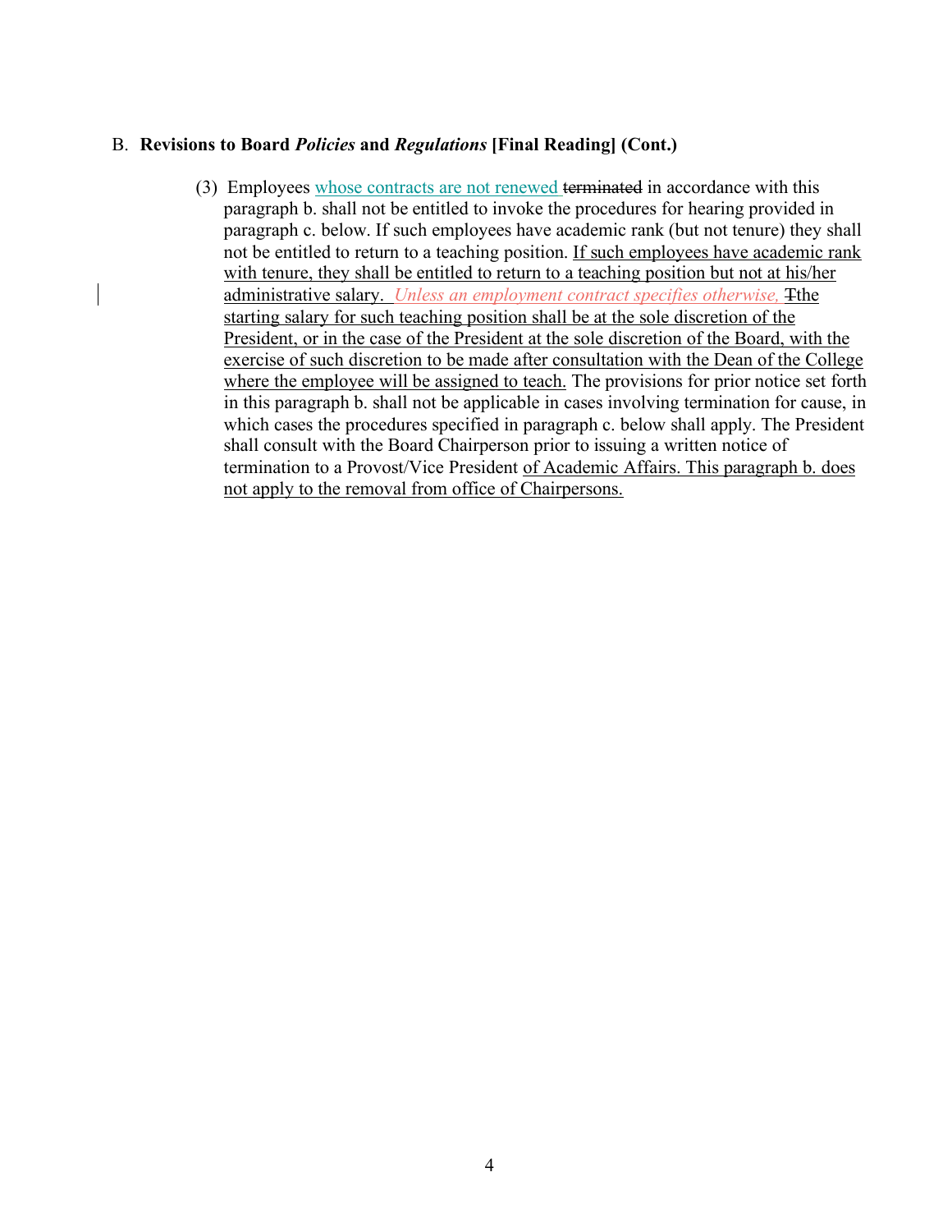B. **Revisions to Board *Policies* and *Regulations* [Final Reading] (Cont.)**

(3) Employees whose contracts are not renewed ~~terminated~~ in accordance with this paragraph b. shall not be entitled to invoke the procedures for hearing provided in paragraph c. below. If such employees have academic rank (but not tenure) they shall not be entitled to return to a teaching position. If such employees have academic rank with tenure, they shall be entitled to return to a teaching position but not at his/her administrative salary. *Unless an employment contract specifies otherwise,* ~~T~~the starting salary for such teaching position shall be at the sole discretion of the President, or in the case of the President at the sole discretion of the Board, with the exercise of such discretion to be made after consultation with the Dean of the College where the employee will be assigned to teach. The provisions for prior notice set forth in this paragraph b. shall not be applicable in cases involving termination for cause, in which cases the procedures specified in paragraph c. below shall apply. The President shall consult with the Board Chairperson prior to issuing a written notice of termination to a Provost/Vice President of Academic Affairs. This paragraph b. does not apply to the removal from office of Chairpersons.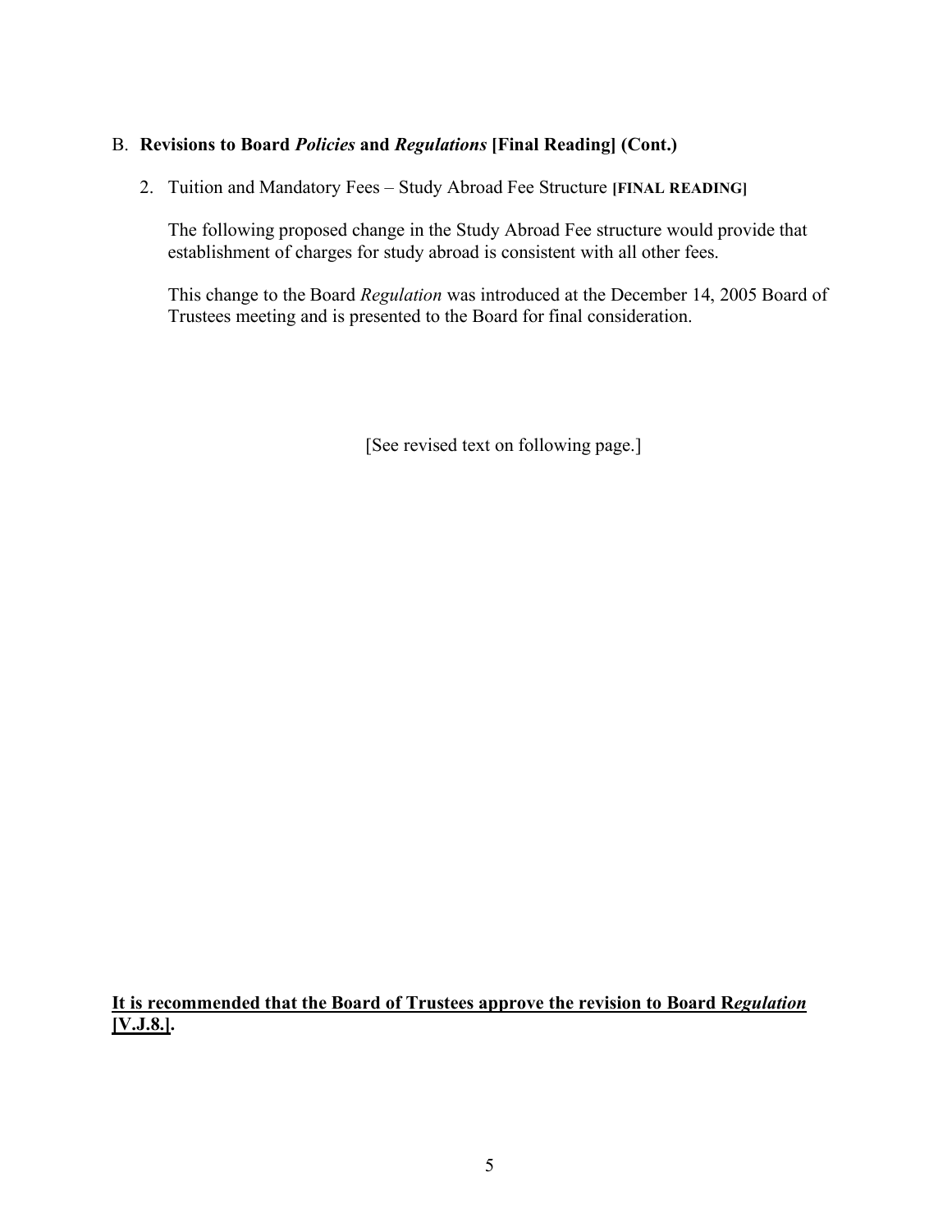B. **Revisions to Board *Policies* and *Regulations* [Final Reading] (Cont.)**

2. Tuition and Mandatory Fees – Study Abroad Fee Structure **[FINAL READING]**

   The following proposed change in the Study Abroad Fee structure would provide that establishment of charges for study abroad is consistent with all other fees.

   This change to the Board *Regulation* was introduced at the December 14, 2005 Board of Trustees meeting and is presented to the Board for final consideration.

[See revised text on following page.]

**It is recommended that the Board of Trustees approve the revision to Board R*egulation* [V.J.8.].**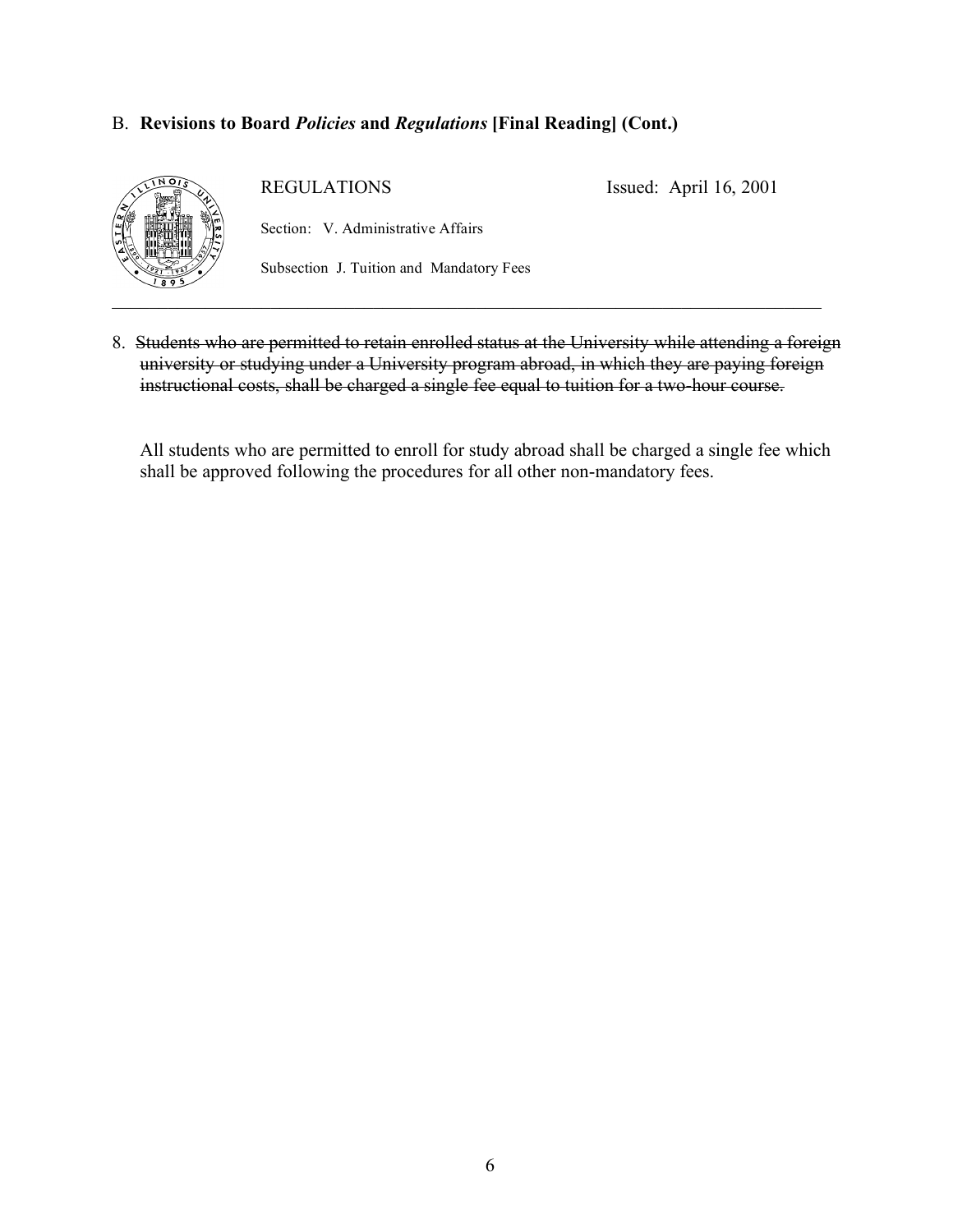B. **Revisions to Board *Policies* and *Regulations* [Final Reading] (Cont.)**

REGULATIONS Issued: April 16, 2001

Section: V. Administrative Affairs

Subsection J. Tuition and Mandatory Fees

---

8. ~~Students who are permitted to retain enrolled status at the University while attending a foreign university or studying under a University program abroad, in which they are paying foreign instructional costs, shall be charged a single fee equal to tuition for a two-hour course.~~

   All students who are permitted to enroll for study abroad shall be charged a single fee which shall be approved following the procedures for all other non-mandatory fees.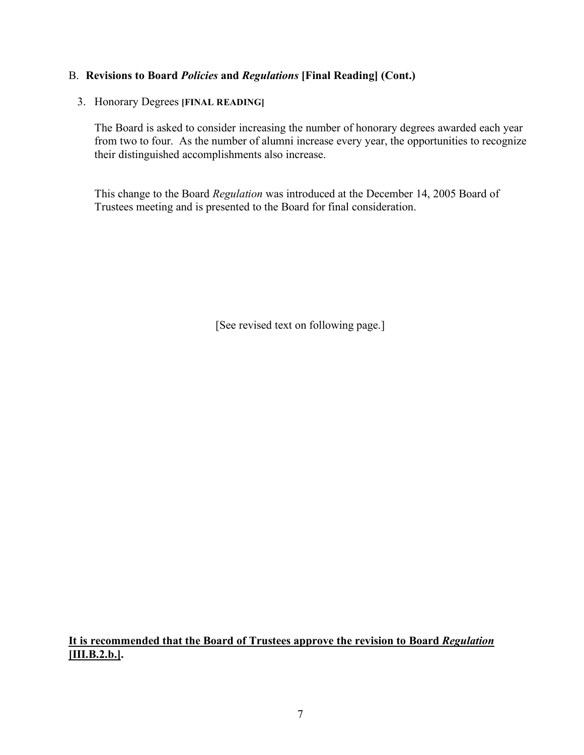## B. **Revisions to Board *Policies* and *Regulations* [Final Reading] (Cont.)**

3. Honorary Degrees **[FINAL READING]**

   The Board is asked to consider increasing the number of honorary degrees awarded each year from two to four. As the number of alumni increase every year, the opportunities to recognize their distinguished accomplishments also increase.

   This change to the Board *Regulation* was introduced at the December 14, 2005 Board of Trustees meeting and is presented to the Board for final consideration.

[See revised text on following page.]

**<u>It is recommended that the Board of Trustees approve the revision to Board *Regulation* [III.B.2.b.]</u>.**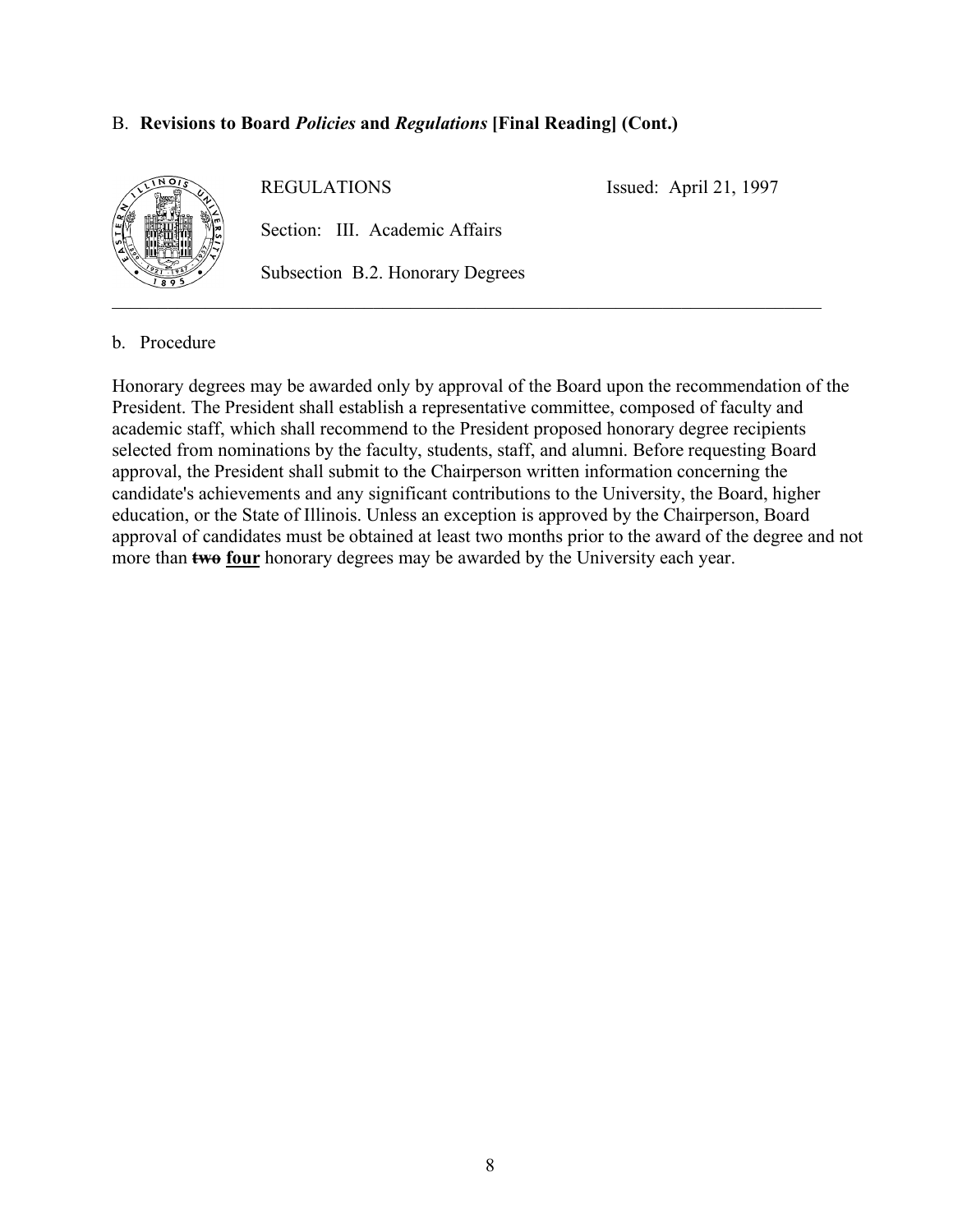B. **Revisions to Board *Policies* and *Regulations* [Final Reading] (Cont.)**

REGULATIONS Issued: April 21, 1997

Section: III. Academic Affairs

Subsection B.2. Honorary Degrees

---

b. Procedure

Honorary degrees may be awarded only by approval of the Board upon the recommendation of the President. The President shall establish a representative committee, composed of faculty and academic staff, which shall recommend to the President proposed honorary degree recipients selected from nominations by the faculty, students, staff, and alumni. Before requesting Board approval, the President shall submit to the Chairperson written information concerning the candidate's achievements and any significant contributions to the University, the Board, higher education, or the State of Illinois. Unless an exception is approved by the Chairperson, Board approval of candidates must be obtained at least two months prior to the award of the degree and not more than ~~**two**~~ <u>**four**</u> honorary degrees may be awarded by the University each year.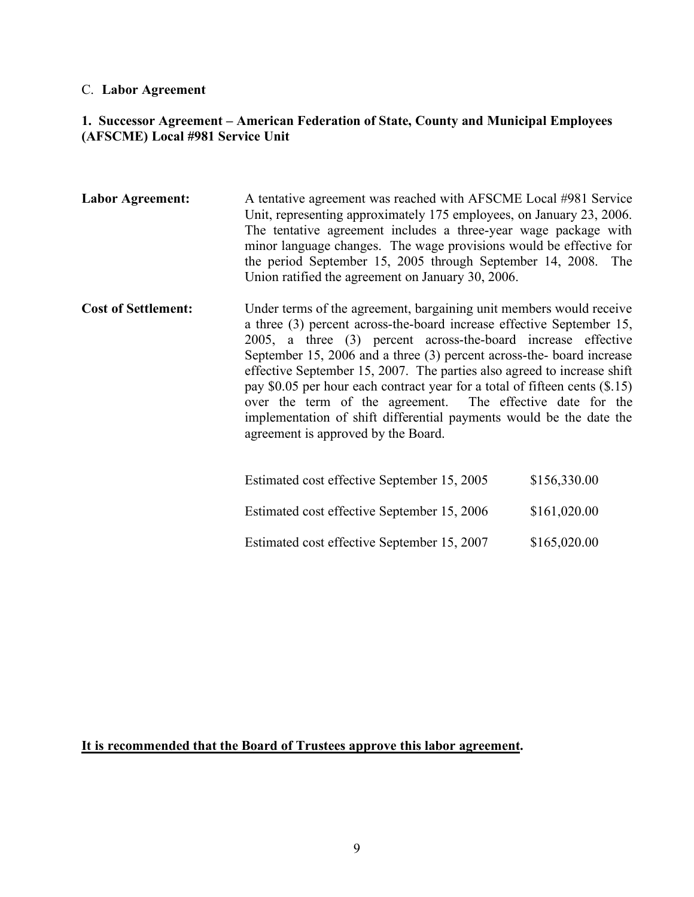C. **Labor Agreement**

**1. Successor Agreement – American Federation of State, County and Municipal Employees (AFSCME) Local #981 Service Unit**

**Labor Agreement:** A tentative agreement was reached with AFSCME Local #981 Service Unit, representing approximately 175 employees, on January 23, 2006. The tentative agreement includes a three-year wage package with minor language changes. The wage provisions would be effective for the period September 15, 2005 through September 14, 2008. The Union ratified the agreement on January 30, 2006.

**Cost of Settlement:** Under terms of the agreement, bargaining unit members would receive a three (3) percent across-the-board increase effective September 15, 2005, a three (3) percent across-the-board increase effective September 15, 2006 and a three (3) percent across-the- board increase effective September 15, 2007. The parties also agreed to increase shift pay $0.05 per hour each contract year for a total of fifteen cents ($.15) over the term of the agreement. The effective date for the implementation of shift differential payments would be the date the agreement is approved by the Board.

| | |
|---|---|
| Estimated cost effective September 15, 2005 | $156,330.00 |
| Estimated cost effective September 15, 2006 | $161,020.00 |
| Estimated cost effective September 15, 2007 | $165,020.00 |

**It is recommended that the Board of Trustees approve this labor agreement.**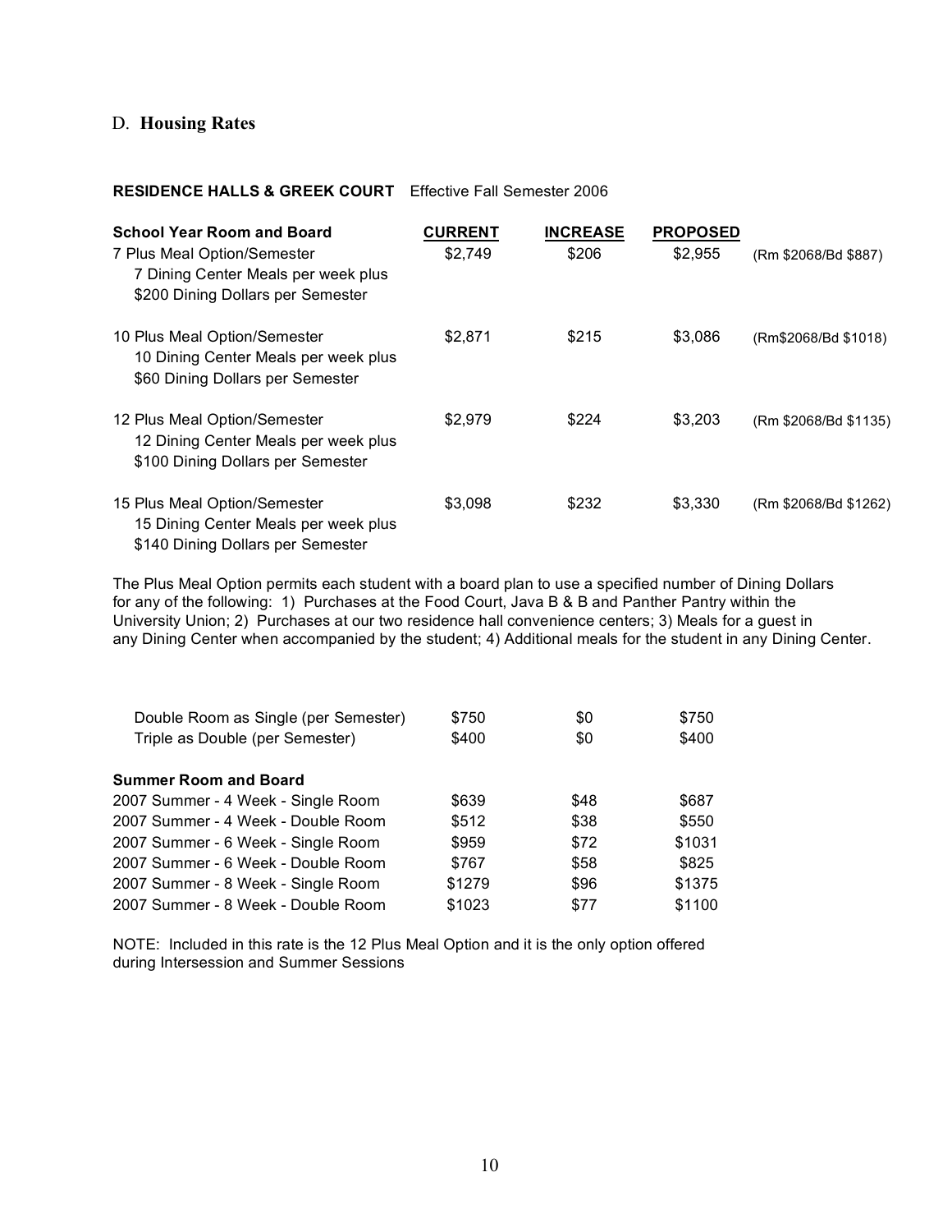## D. **Housing Rates**

**RESIDENCE HALLS & GREEK COURT** Effective Fall Semester 2006

| **School Year Room and Board** | **CURRENT** | **INCREASE** | **PROPOSED** | |
|---|---|---|---|---|
| 7 Plus Meal Option/Semester<br>7 Dining Center Meals per week plus<br>$200 Dining Dollars per Semester | $2,749 | $206 | $2,955 | (Rm $2068/Bd $887) |
| 10 Plus Meal Option/Semester<br>10 Dining Center Meals per week plus<br>$60 Dining Dollars per Semester | $2,871 | $215 | $3,086 | (Rm$2068/Bd $1018) |
| 12 Plus Meal Option/Semester<br>12 Dining Center Meals per week plus<br>$100 Dining Dollars per Semester | $2,979 | $224 | $3,203 | (Rm $2068/Bd $1135) |
| 15 Plus Meal Option/Semester<br>15 Dining Center Meals per week plus<br>$140 Dining Dollars per Semester | $3,098 | $232 | $3,330 | (Rm $2068/Bd $1262) |

The Plus Meal Option permits each student with a board plan to use a specified number of Dining Dollars for any of the following: 1) Purchases at the Food Court, Java B & B and Panther Pantry within the University Union; 2) Purchases at our two residence hall convenience centers; 3) Meals for a guest in any Dining Center when accompanied by the student; 4) Additional meals for the student in any Dining Center.

| | | | |
|---|---|---|---|
| Double Room as Single (per Semester) | $750 | $0 | $750 |
| Triple as Double (per Semester) | $400 | $0 | $400 |
| **Summer Room and Board** | | | |
| 2007 Summer - 4 Week - Single Room | $639 | $48 | $687 |
| 2007 Summer - 4 Week - Double Room | $512 | $38 | $550 |
| 2007 Summer - 6 Week - Single Room | $959 | $72 | $1031 |
| 2007 Summer - 6 Week - Double Room | $767 | $58 | $825 |
| 2007 Summer - 8 Week - Single Room | $1279 | $96 | $1375 |
| 2007 Summer - 8 Week - Double Room | $1023 | $77 | $1100 |

NOTE: Included in this rate is the 12 Plus Meal Option and it is the only option offered during Intersession and Summer Sessions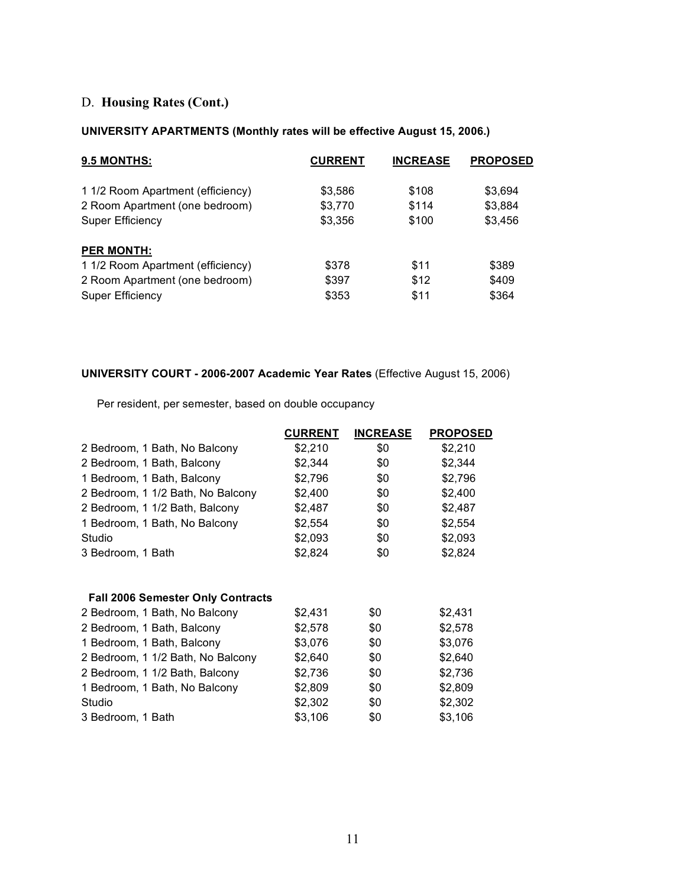## D. Housing Rates (Cont.)

**UNIVERSITY APARTMENTS (Monthly rates will be effective August 15, 2006.)**

| **9.5 MONTHS:** | **CURRENT** | **INCREASE** | **PROPOSED** |
|---|---|---|---|
| 1 1/2 Room Apartment (efficiency) | $3,586 | $108 | $3,694 |
| 2 Room Apartment (one bedroom) | $3,770 | $114 | $3,884 |
| Super Efficiency | $3,356 | $100 | $3,456 |
| **PER MONTH:** | | | |
| 1 1/2 Room Apartment (efficiency) | $378 | $11 | $389 |
| 2 Room Apartment (one bedroom) | $397 | $12 | $409 |
| Super Efficiency | $353 | $11 | $364 |

**UNIVERSITY COURT - 2006-2007 Academic Year Rates** (Effective August 15, 2006)

Per resident, per semester, based on double occupancy

| | **CURRENT** | **INCREASE** | **PROPOSED** |
|---|---|---|---|
| 2 Bedroom, 1 Bath, No Balcony | $2,210 | $0 | $2,210 |
| 2 Bedroom, 1 Bath, Balcony | $2,344 | $0 | $2,344 |
| 1 Bedroom, 1 Bath, Balcony | $2,796 | $0 | $2,796 |
| 2 Bedroom, 1 1/2 Bath, No Balcony | $2,400 | $0 | $2,400 |
| 2 Bedroom, 1 1/2 Bath, Balcony | $2,487 | $0 | $2,487 |
| 1 Bedroom, 1 Bath, No Balcony | $2,554 | $0 | $2,554 |
| Studio | $2,093 | $0 | $2,093 |
| 3 Bedroom, 1 Bath | $2,824 | $0 | $2,824 |
| **Fall 2006 Semester Only Contracts** | | | |
| 2 Bedroom, 1 Bath, No Balcony | $2,431 | $0 | $2,431 |
| 2 Bedroom, 1 Bath, Balcony | $2,578 | $0 | $2,578 |
| 1 Bedroom, 1 Bath, Balcony | $3,076 | $0 | $3,076 |
| 2 Bedroom, 1 1/2 Bath, No Balcony | $2,640 | $0 | $2,640 |
| 2 Bedroom, 1 1/2 Bath, Balcony | $2,736 | $0 | $2,736 |
| 1 Bedroom, 1 Bath, No Balcony | $2,809 | $0 | $2,809 |
| Studio | $2,302 | $0 | $2,302 |
| 3 Bedroom, 1 Bath | $3,106 | $0 | $3,106 |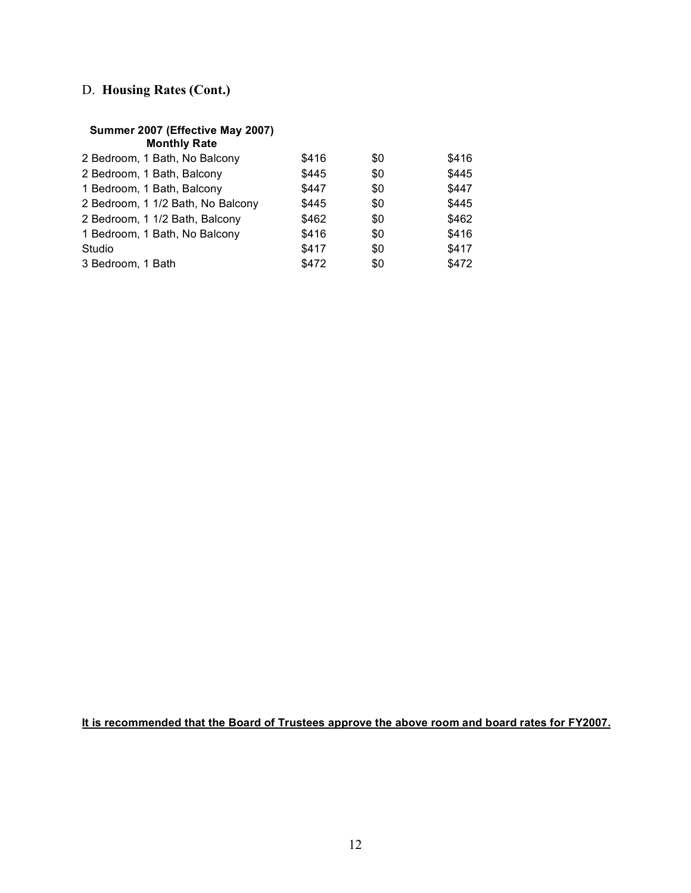## D. **Housing Rates (Cont.)**

| **Summer 2007 (Effective May 2007)** **Monthly Rate** | | | |
|---|---|---|---|
| 2 Bedroom, 1 Bath, No Balcony | $416 | $0 | $416 |
| 2 Bedroom, 1 Bath, Balcony | $445 | $0 | $445 |
| 1 Bedroom, 1 Bath, Balcony | $447 | $0 | $447 |
| 2 Bedroom, 1 1/2 Bath, No Balcony | $445 | $0 | $445 |
| 2 Bedroom, 1 1/2 Bath, Balcony | $462 | $0 | $462 |
| 1 Bedroom, 1 Bath, No Balcony | $416 | $0 | $416 |
| Studio | $417 | $0 | $417 |
| 3 Bedroom, 1 Bath | $472 | $0 | $472 |

**It is recommended that the Board of Trustees approve the above room and board rates for FY2007.**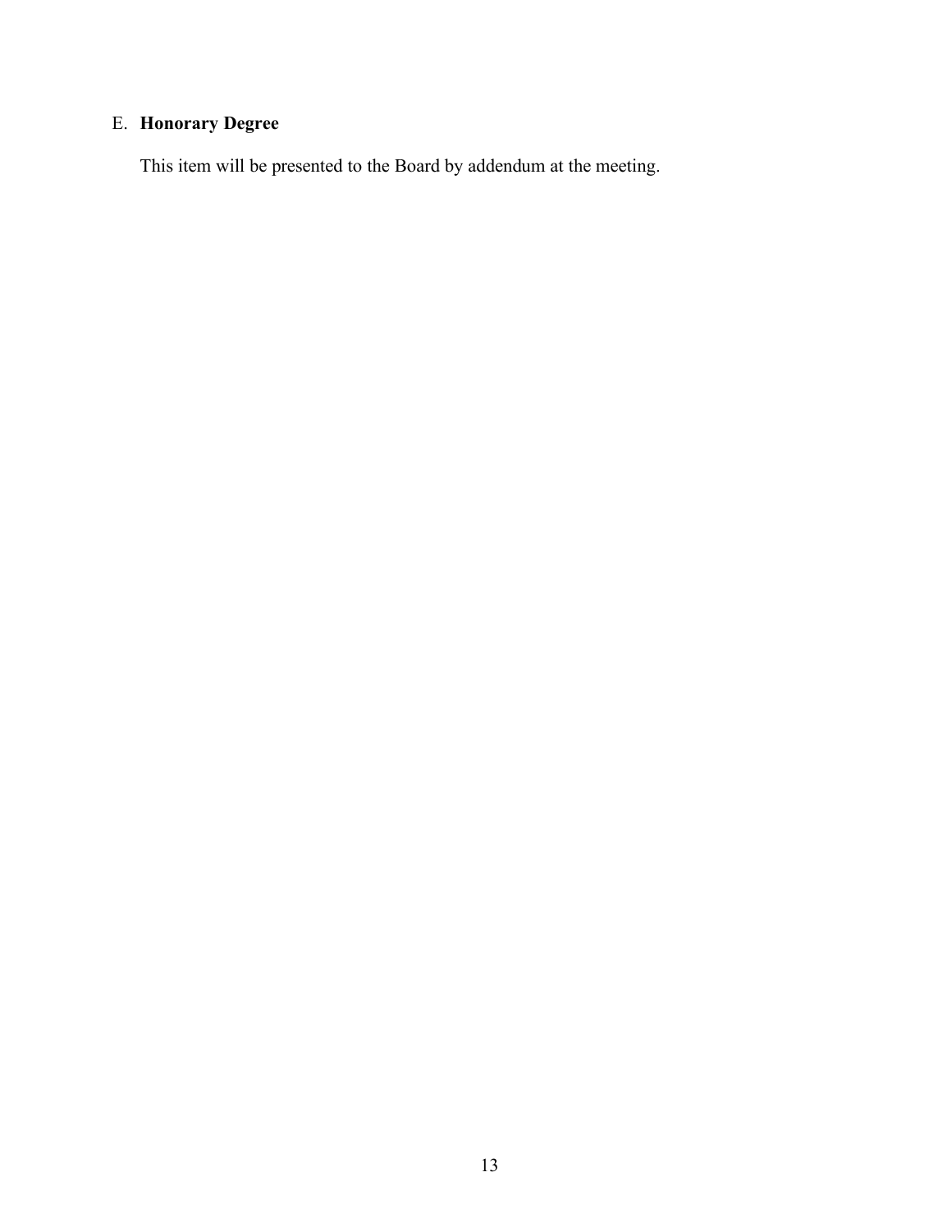E. **Honorary Degree**

This item will be presented to the Board by addendum at the meeting.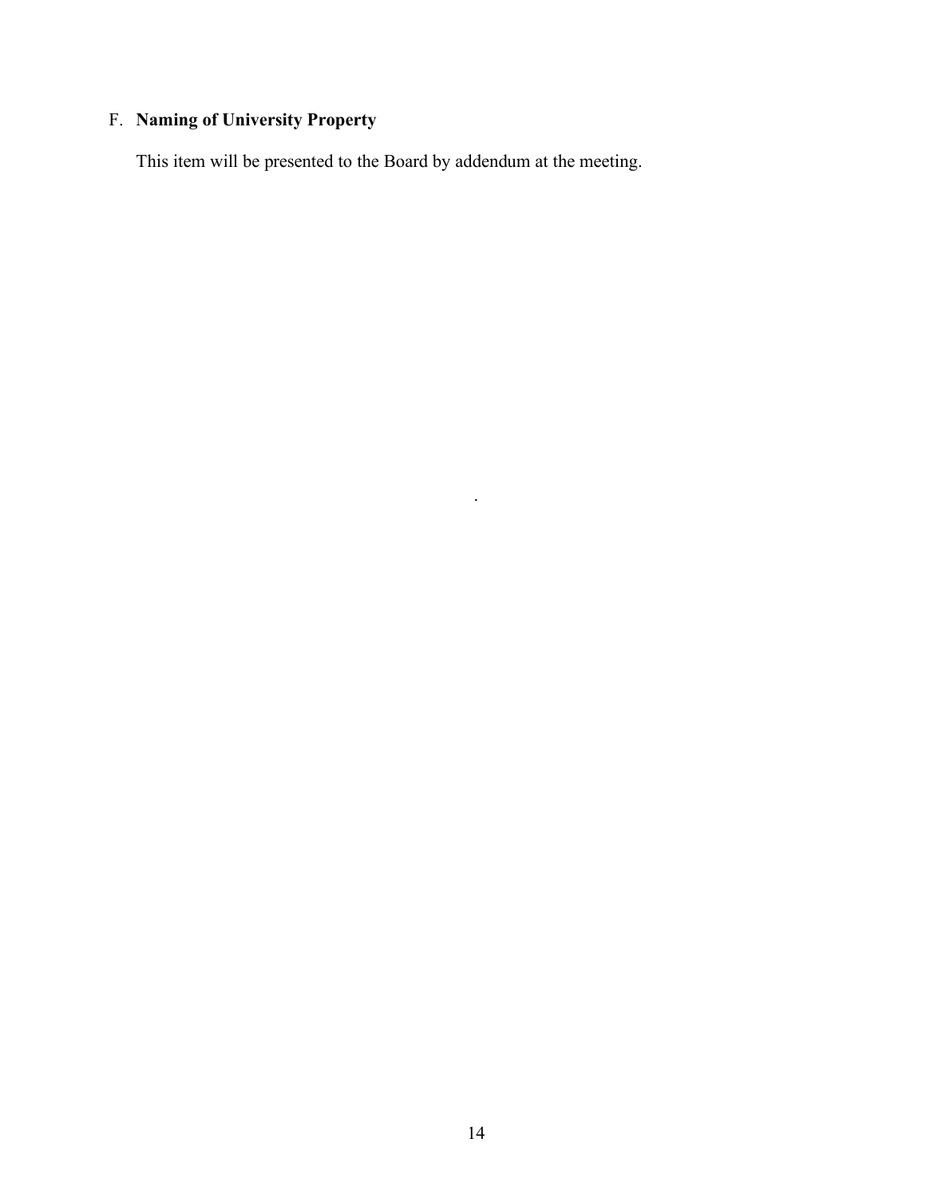F. **Naming of University Property**

This item will be presented to the Board by addendum at the meeting.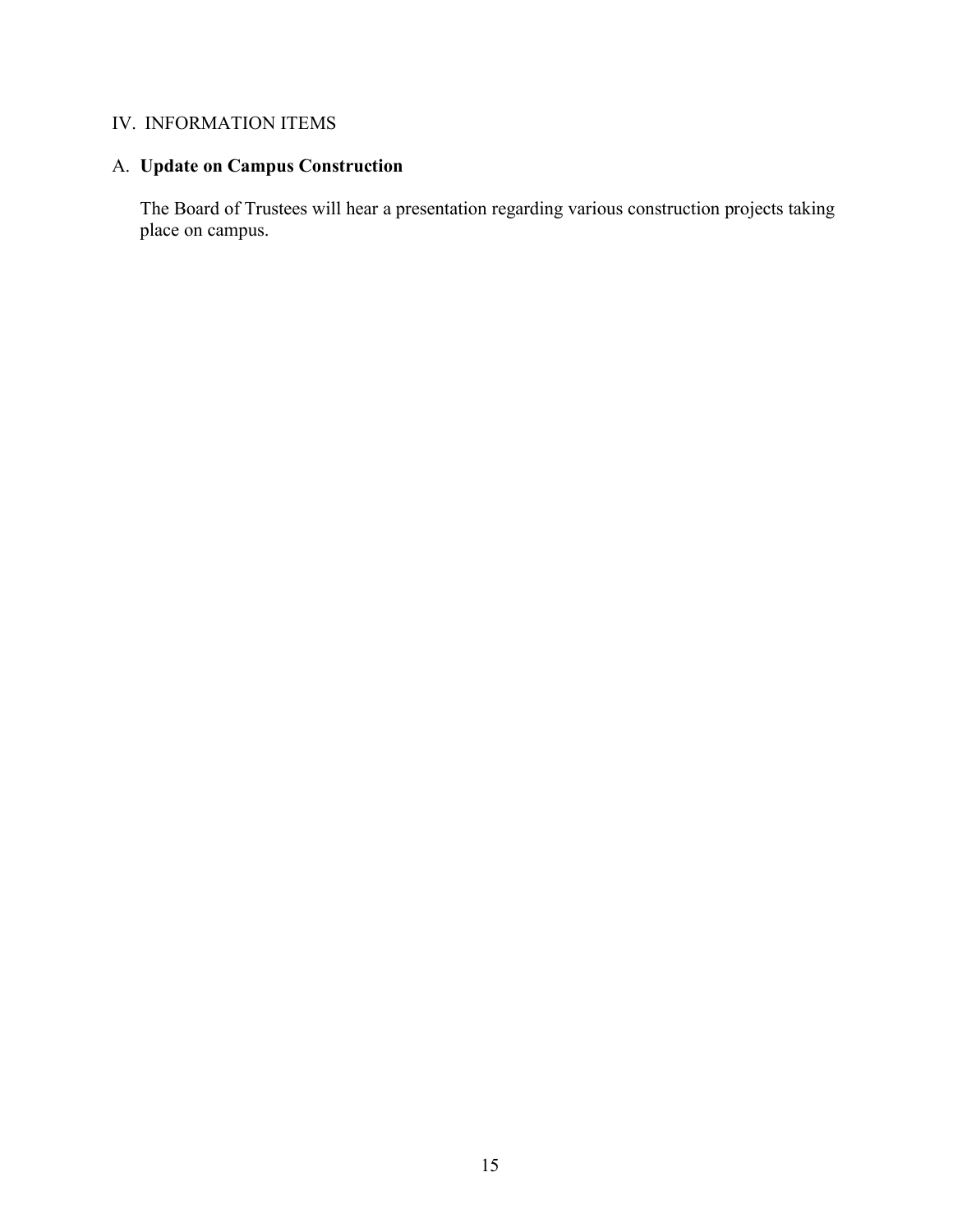## IV. INFORMATION ITEMS

### A. **Update on Campus Construction**

The Board of Trustees will hear a presentation regarding various construction projects taking place on campus.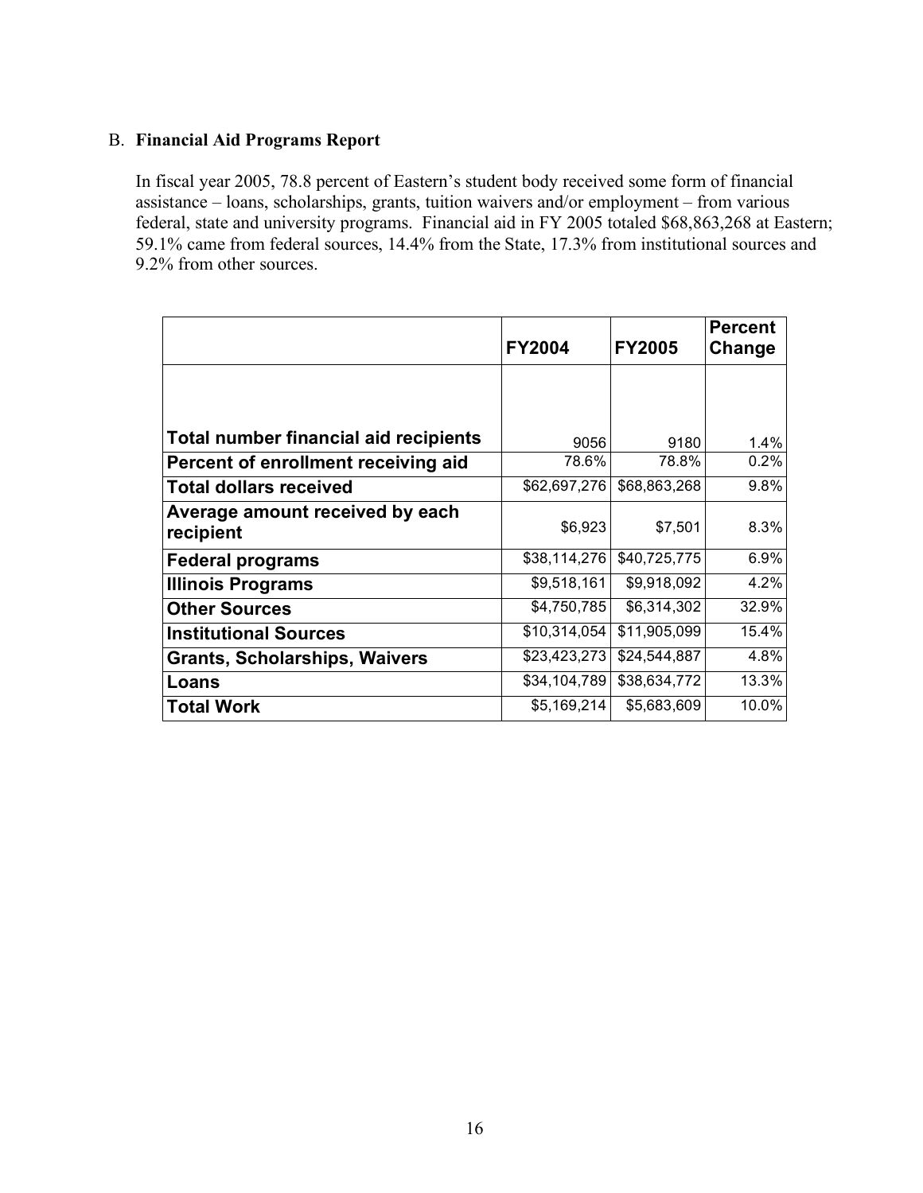### B. **Financial Aid Programs Report**

In fiscal year 2005, 78.8 percent of Eastern's student body received some form of financial assistance – loans, scholarships, grants, tuition waivers and/or employment – from various federal, state and university programs. Financial aid in FY 2005 totaled $68,863,268 at Eastern; 59.1% came from federal sources, 14.4% from the State, 17.3% from institutional sources and 9.2% from other sources.

| | FY2004 | FY2005 | Percent Change |
|---|---|---|---|
| **Total number financial aid recipients** | 9056 | 9180 | 1.4% |
| **Percent of enrollment receiving aid** | 78.6% | 78.8% | 0.2% |
| **Total dollars received** | $62,697,276 | $68,863,268 | 9.8% |
| **Average amount received by each recipient** | $6,923 | $7,501 | 8.3% |
| **Federal programs** | $38,114,276 | $40,725,775 | 6.9% |
| **Illinois Programs** | $9,518,161 | $9,918,092 | 4.2% |
| **Other Sources** | $4,750,785 | $6,314,302 | 32.9% |
| **Institutional Sources** | $10,314,054 | $11,905,099 | 15.4% |
| **Grants, Scholarships, Waivers** | $23,423,273 | $24,544,887 | 4.8% |
| **Loans** | $34,104,789 | $38,634,772 | 13.3% |
| **Total Work** | $5,169,214 | $5,683,609 | 10.0% |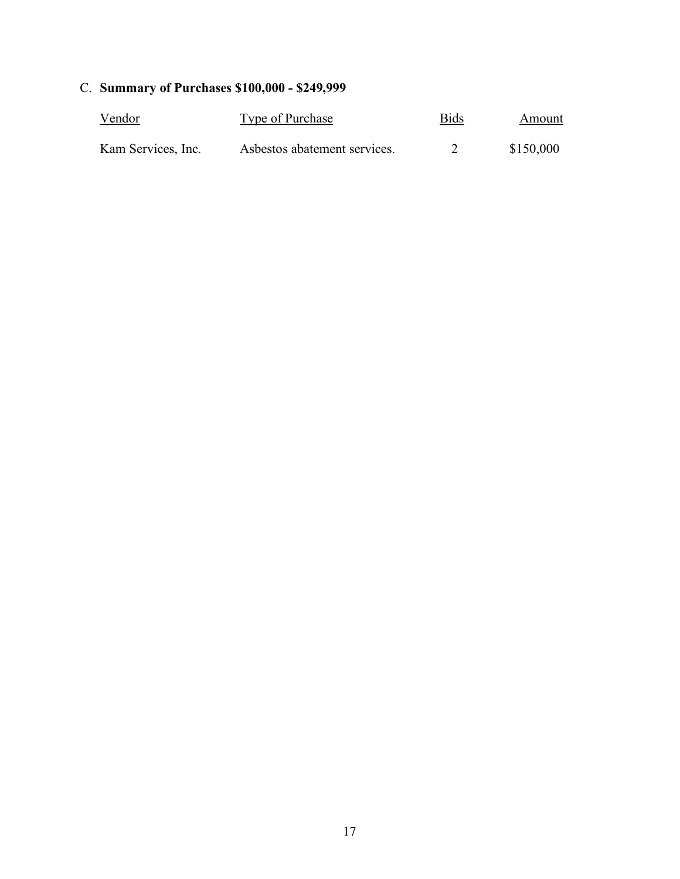## C. **Summary of Purchases $100,000 - $249,999**

| Vendor | Type of Purchase | Bids | Amount |
|---|---|---|---|
| Kam Services, Inc. | Asbestos abatement services. | 2 | $150,000 |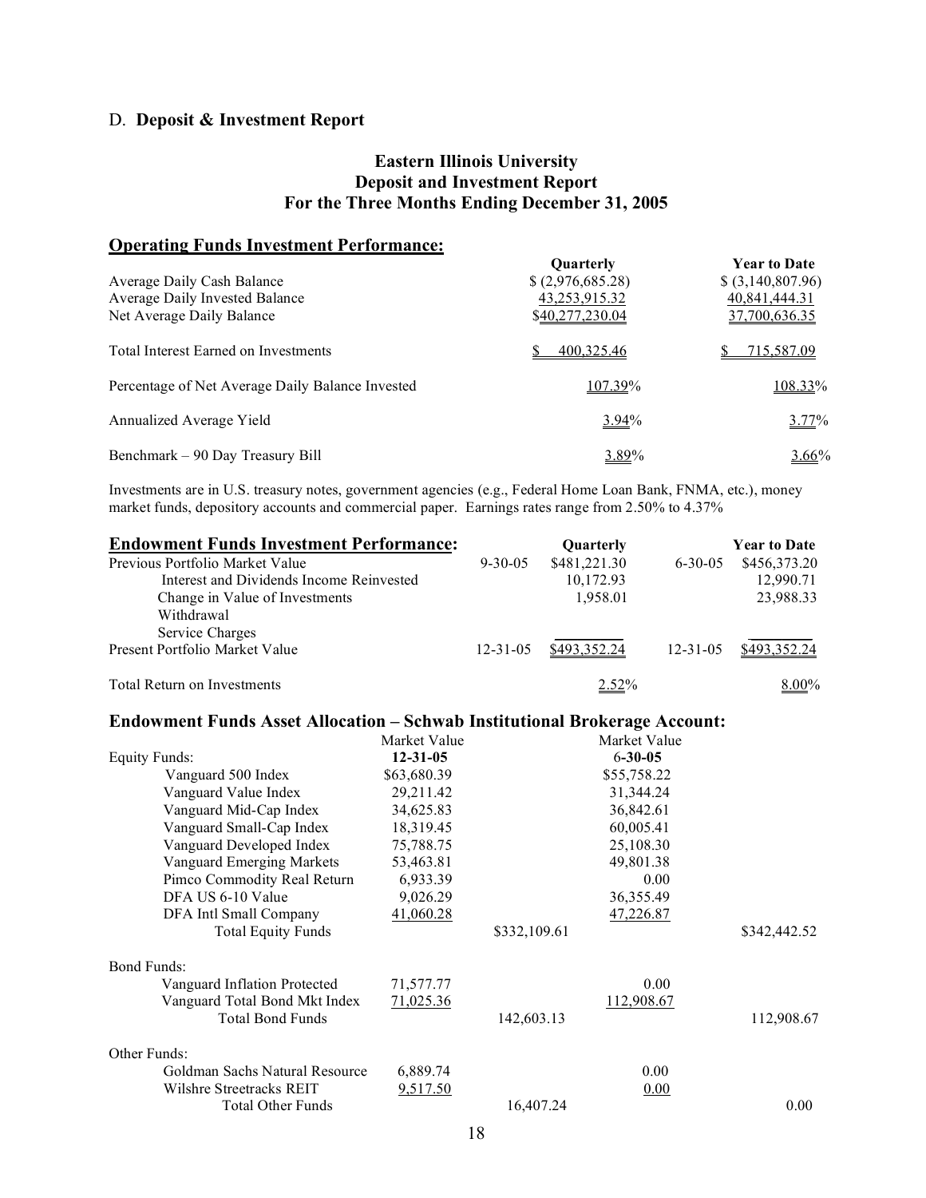D. **Deposit & Investment Report**

## Eastern Illinois University
## Deposit and Investment Report
## For the Three Months Ending December 31, 2005

### Operating Funds Investment Performance:

| | Quarterly | Year to Date |
|---|---|---|
| Average Daily Cash Balance | $ (2,976,685.28) | $ (3,140,807.96) |
| Average Daily Invested Balance | 43,253,915.32 | 40,841,444.31 |
| Net Average Daily Balance | $40,277,230.04 | 37,700,636.35 |
| Total Interest Earned on Investments | $ 400,325.46 | $ 715,587.09 |
| Percentage of Net Average Daily Balance Invested | 107.39% | 108.33% |
| Annualized Average Yield | 3.94% | 3.77% |
| Benchmark – 90 Day Treasury Bill | 3.89% | 3.66% |

Investments are in U.S. treasury notes, government agencies (e.g., Federal Home Loan Bank, FNMA, etc.), money market funds, depository accounts and commercial paper. Earnings rates range from 2.50% to 4.37%

### Endowment Funds Investment Performance:

| | | Quarterly | | Year to Date |
|---|---|---|---|---|
| Previous Portfolio Market Value | 9-30-05 | $481,221.30 | 6-30-05 | $456,373.20 |
| Interest and Dividends Income Reinvested | | 10,172.93 | | 12,990.71 |
| Change in Value of Investments | | 1,958.01 | | 23,988.33 |
| Withdrawal | | | | |
| Service Charges | | | | |
| Present Portfolio Market Value | 12-31-05 | $493,352.24 | 12-31-05 | $493,352.24 |
| Total Return on Investments | | 2.52% | | 8.00% |

### Endowment Funds Asset Allocation – Schwab Institutional Brokerage Account:

| | Market Value 12-31-05 | | Market Value 6-30-05 | |
|---|---|---|---|---|
| **Equity Funds:** | | | | |
| Vanguard 500 Index | $63,680.39 | | $55,758.22 | |
| Vanguard Value Index | 29,211.42 | | 31,344.24 | |
| Vanguard Mid-Cap Index | 34,625.83 | | 36,842.61 | |
| Vanguard Small-Cap Index | 18,319.45 | | 60,005.41 | |
| Vanguard Developed Index | 75,788.75 | | 25,108.30 | |
| Vanguard Emerging Markets | 53,463.81 | | 49,801.38 | |
| Pimco Commodity Real Return | 6,933.39 | | 0.00 | |
| DFA US 6-10 Value | 9,026.29 | | 36,355.49 | |
| DFA Intl Small Company | 41,060.28 | | 47,226.87 | |
| Total Equity Funds | | $332,109.61 | | $342,442.52 |
| **Bond Funds:** | | | | |
| Vanguard Inflation Protected | 71,577.77 | | 0.00 | |
| Vanguard Total Bond Mkt Index | 71,025.36 | | 112,908.67 | |
| Total Bond Funds | | 142,603.13 | | 112,908.67 |
| **Other Funds:** | | | | |
| Goldman Sachs Natural Resource | 6,889.74 | | 0.00 | |
| Wilshre Streetracks REIT | 9,517.50 | | 0.00 | |
| Total Other Funds | | 16,407.24 | | 0.00 |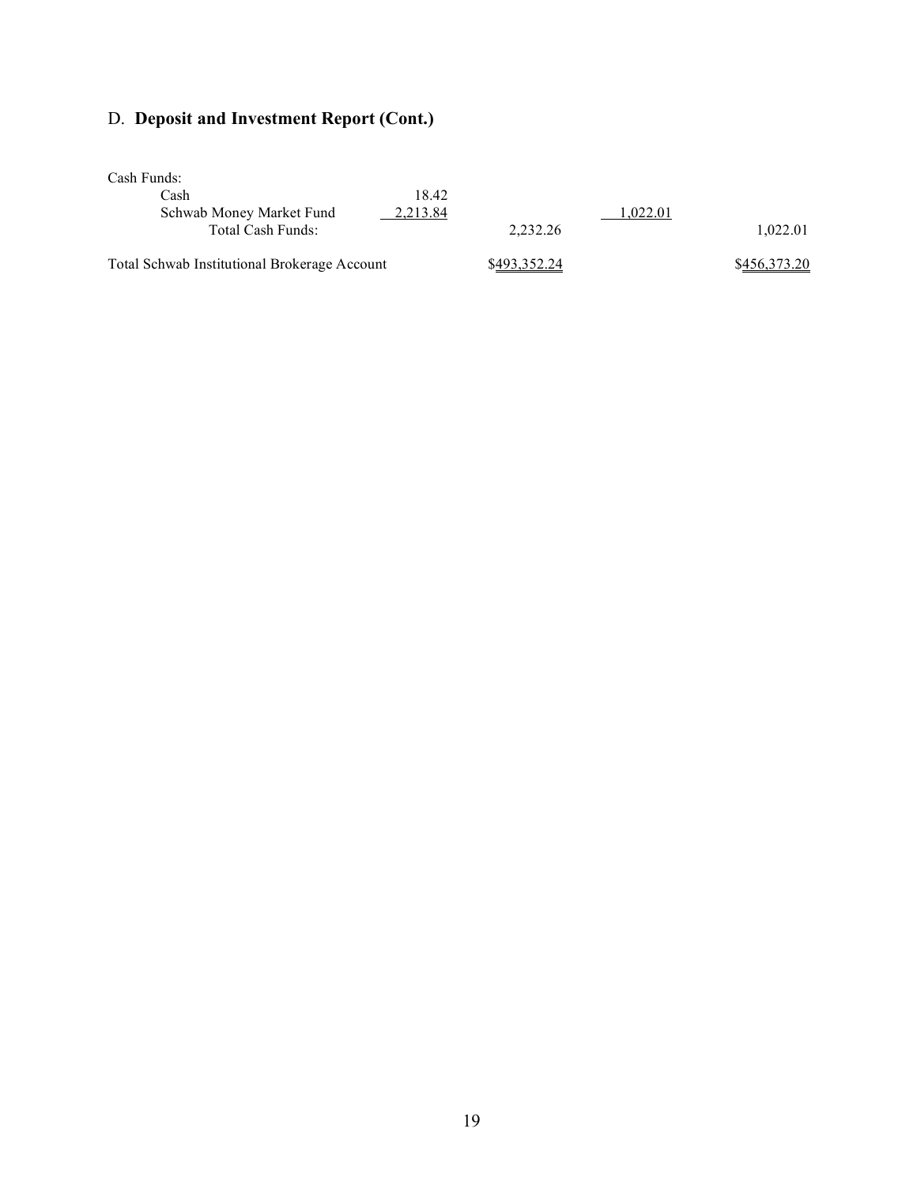## D. **Deposit and Investment Report (Cont.)**

| | | | | |
|---|---|---|---|---|
| Cash Funds: | | | | |
| Cash | 18.42 | | | |
| Schwab Money Market Fund | 2,213.84 | | 1,022.01 | |
| Total Cash Funds: | | 2,232.26 | | 1,022.01 |
| Total Schwab Institutional Brokerage Account | | $493,352.24 | | $456,373.20 |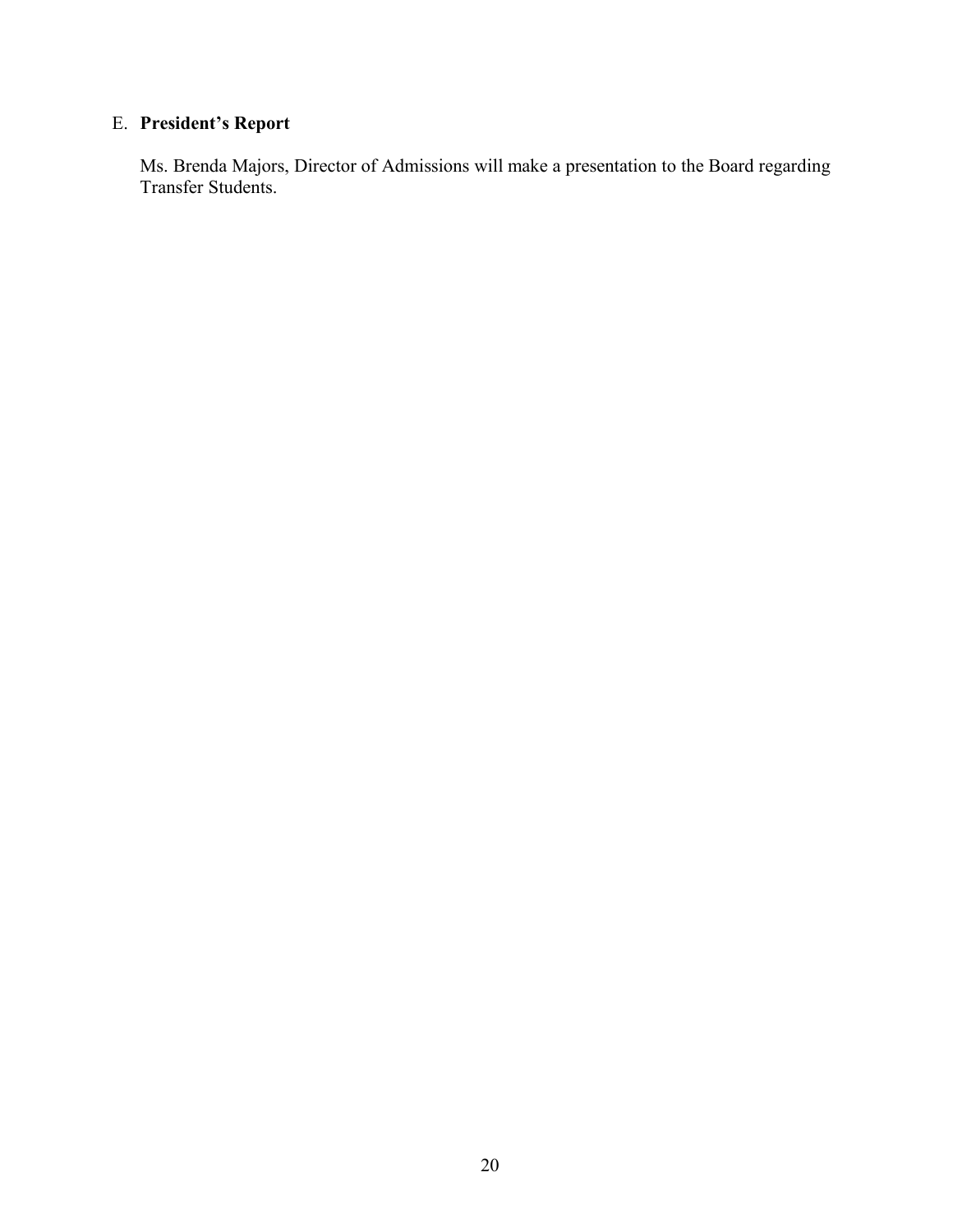E. **President's Report**

Ms. Brenda Majors, Director of Admissions will make a presentation to the Board regarding Transfer Students.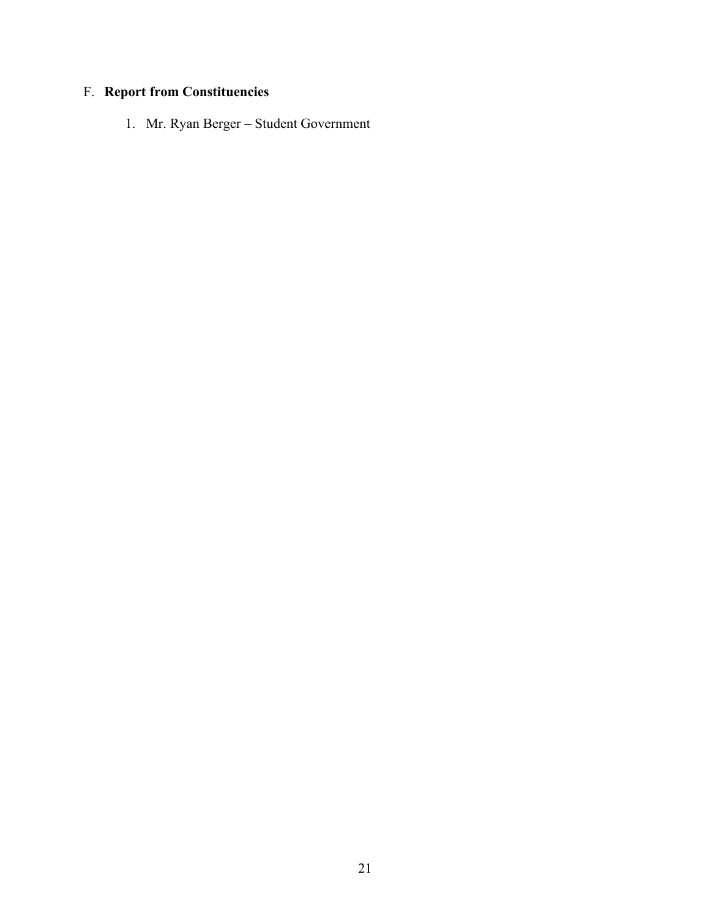F. **Report from Constituencies**

1. Mr. Ryan Berger – Student Government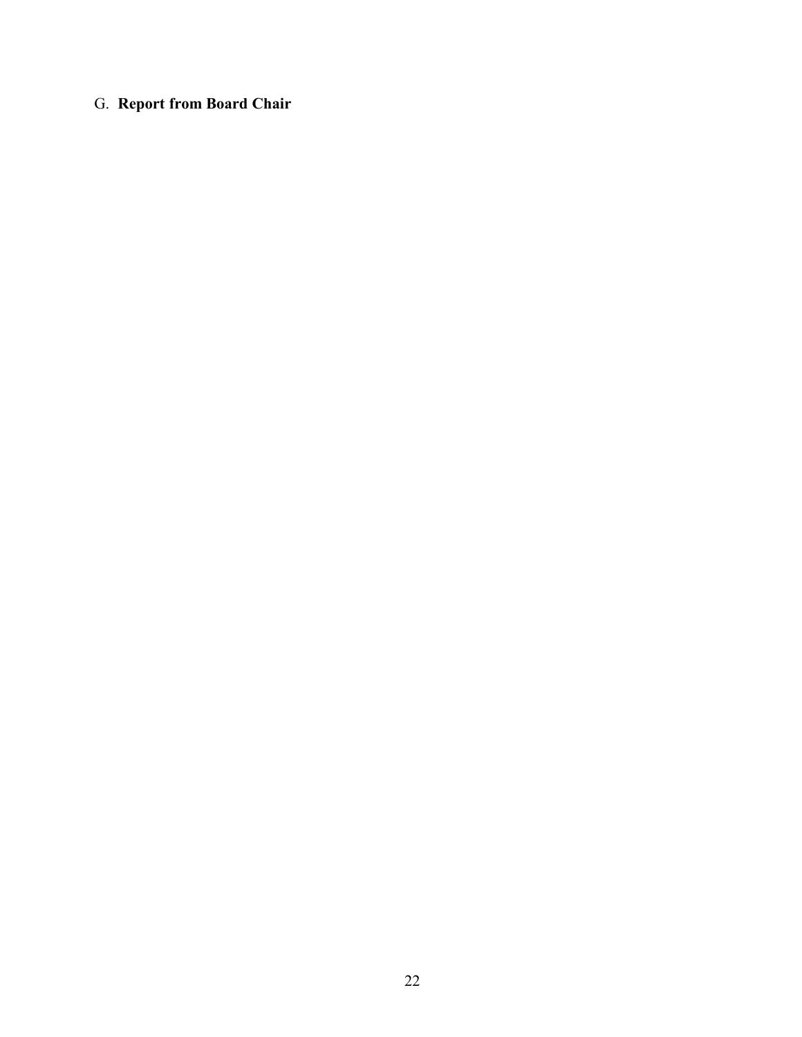G. **Report from Board Chair**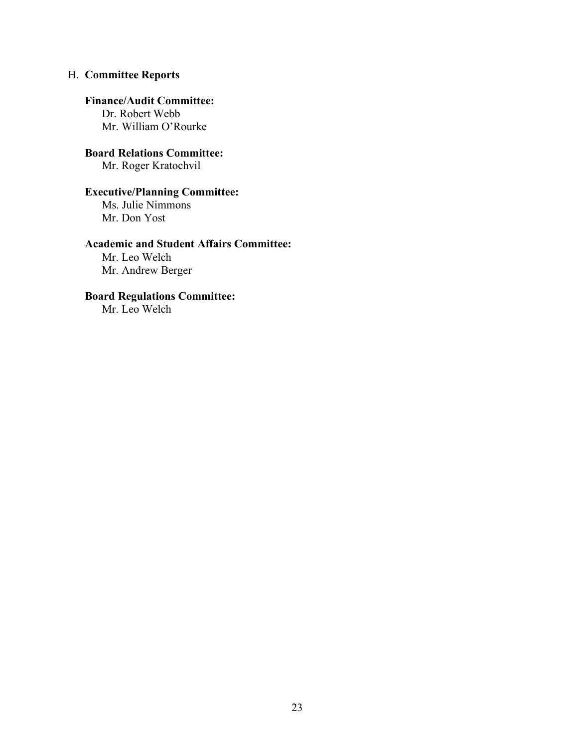H. **Committee Reports**

**Finance/Audit Committee:**
Dr. Robert Webb
Mr. William O'Rourke

**Board Relations Committee:**
Mr. Roger Kratochvil

**Executive/Planning Committee:**
Ms. Julie Nimmons
Mr. Don Yost

**Academic and Student Affairs Committee:**
Mr. Leo Welch
Mr. Andrew Berger

**Board Regulations Committee:**
Mr. Leo Welch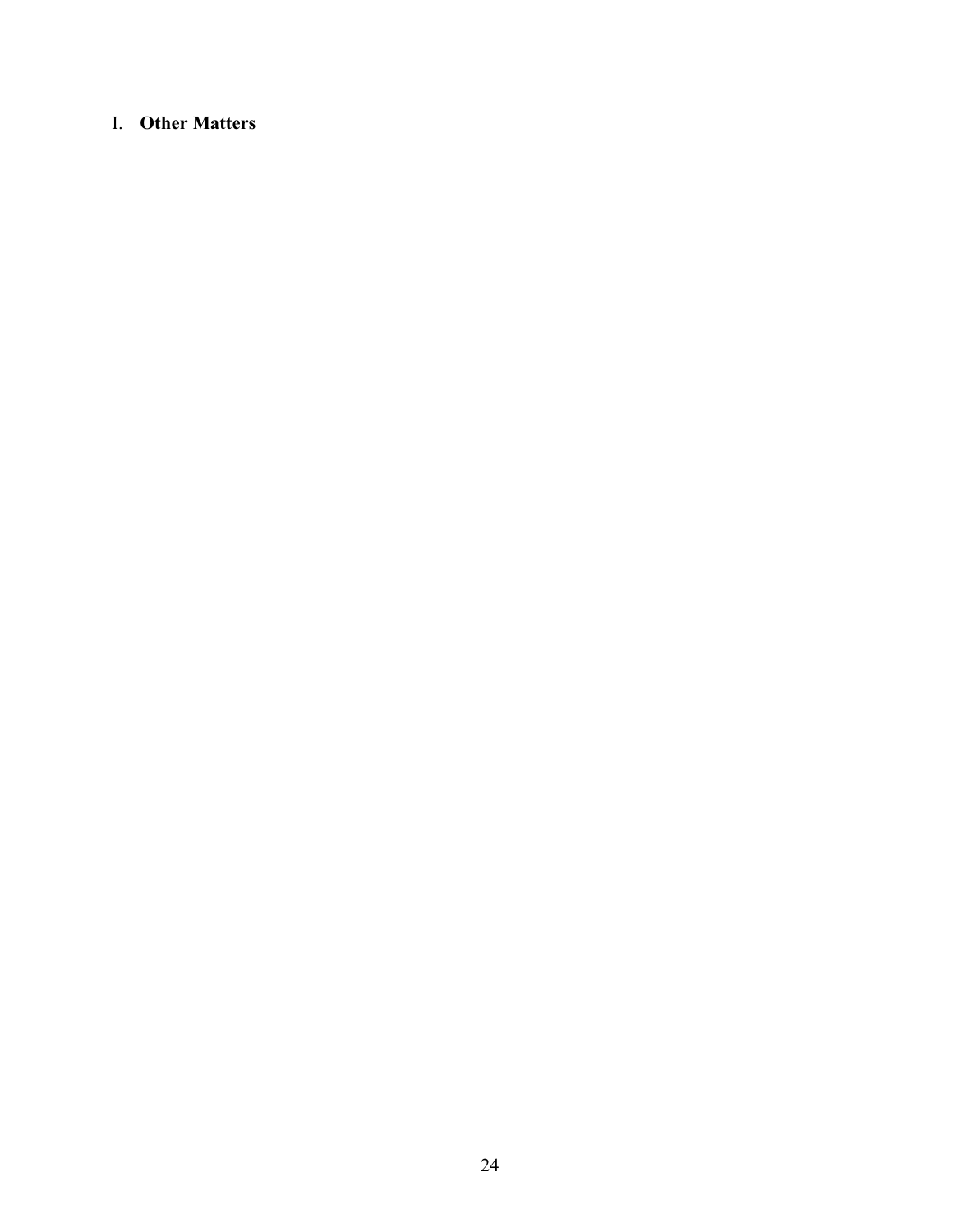## I. **Other Matters**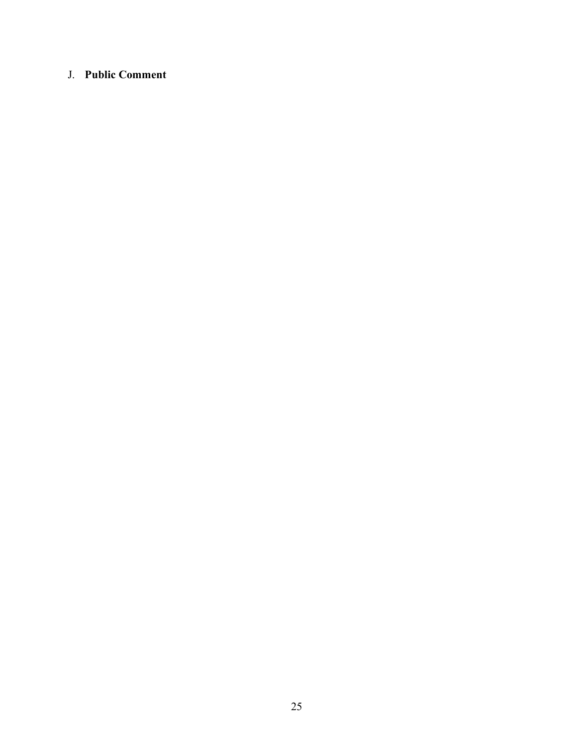J. **Public Comment**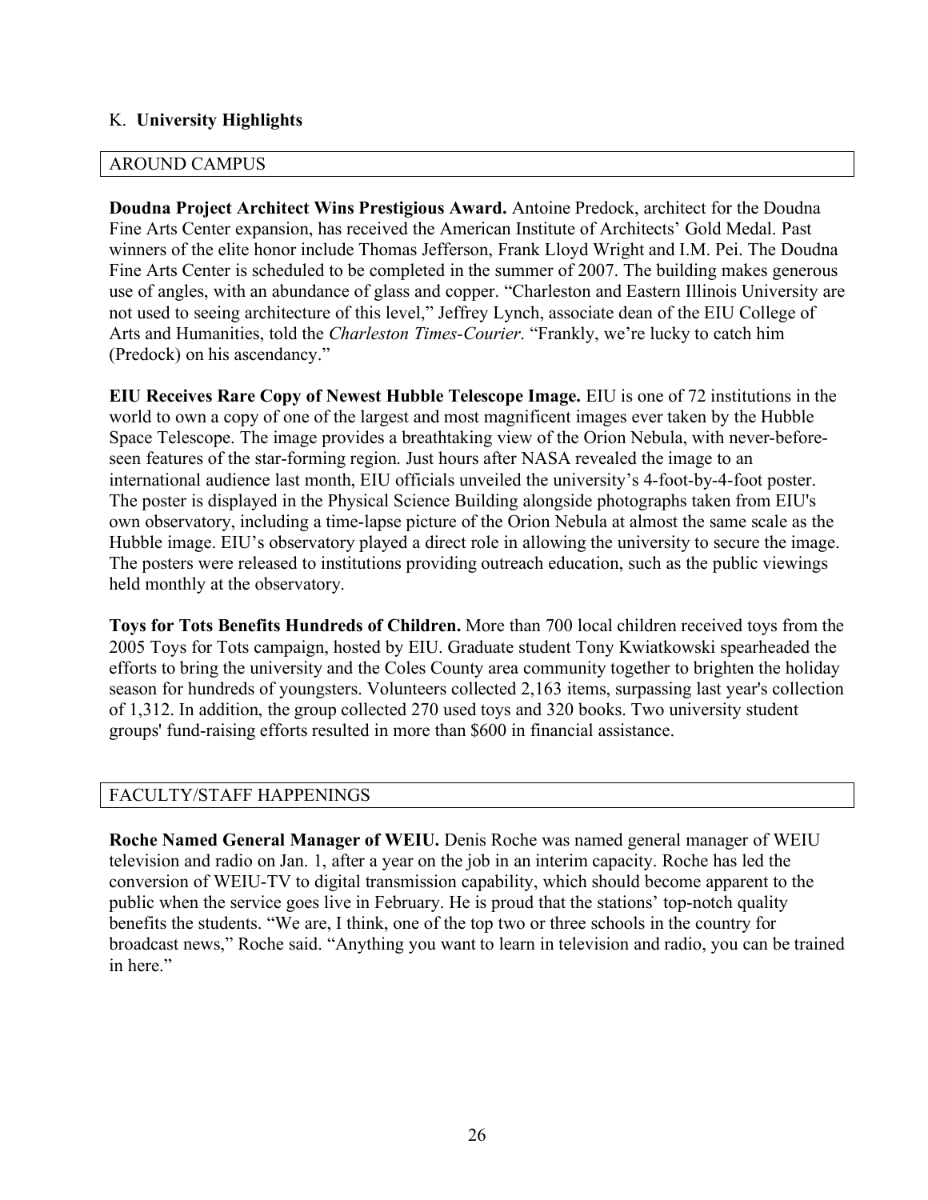## K. **University Highlights**

### AROUND CAMPUS

**Doudna Project Architect Wins Prestigious Award.** Antoine Predock, architect for the Doudna Fine Arts Center expansion, has received the American Institute of Architects' Gold Medal. Past winners of the elite honor include Thomas Jefferson, Frank Lloyd Wright and I.M. Pei. The Doudna Fine Arts Center is scheduled to be completed in the summer of 2007. The building makes generous use of angles, with an abundance of glass and copper. "Charleston and Eastern Illinois University are not used to seeing architecture of this level," Jeffrey Lynch, associate dean of the EIU College of Arts and Humanities, told the *Charleston Times-Courier*. "Frankly, we're lucky to catch him (Predock) on his ascendancy."

**EIU Receives Rare Copy of Newest Hubble Telescope Image.** EIU is one of 72 institutions in the world to own a copy of one of the largest and most magnificent images ever taken by the Hubble Space Telescope. The image provides a breathtaking view of the Orion Nebula, with never-before-seen features of the star-forming region. Just hours after NASA revealed the image to an international audience last month, EIU officials unveiled the university's 4-foot-by-4-foot poster. The poster is displayed in the Physical Science Building alongside photographs taken from EIU's own observatory, including a time-lapse picture of the Orion Nebula at almost the same scale as the Hubble image. EIU's observatory played a direct role in allowing the university to secure the image. The posters were released to institutions providing outreach education, such as the public viewings held monthly at the observatory.

**Toys for Tots Benefits Hundreds of Children.** More than 700 local children received toys from the 2005 Toys for Tots campaign, hosted by EIU. Graduate student Tony Kwiatkowski spearheaded the efforts to bring the university and the Coles County area community together to brighten the holiday season for hundreds of youngsters. Volunteers collected 2,163 items, surpassing last year's collection of 1,312. In addition, the group collected 270 used toys and 320 books. Two university student groups' fund-raising efforts resulted in more than $600 in financial assistance.

### FACULTY/STAFF HAPPENINGS

**Roche Named General Manager of WEIU.** Denis Roche was named general manager of WEIU television and radio on Jan. 1, after a year on the job in an interim capacity. Roche has led the conversion of WEIU-TV to digital transmission capability, which should become apparent to the public when the service goes live in February. He is proud that the stations' top-notch quality benefits the students. "We are, I think, one of the top two or three schools in the country for broadcast news," Roche said. "Anything you want to learn in television and radio, you can be trained in here."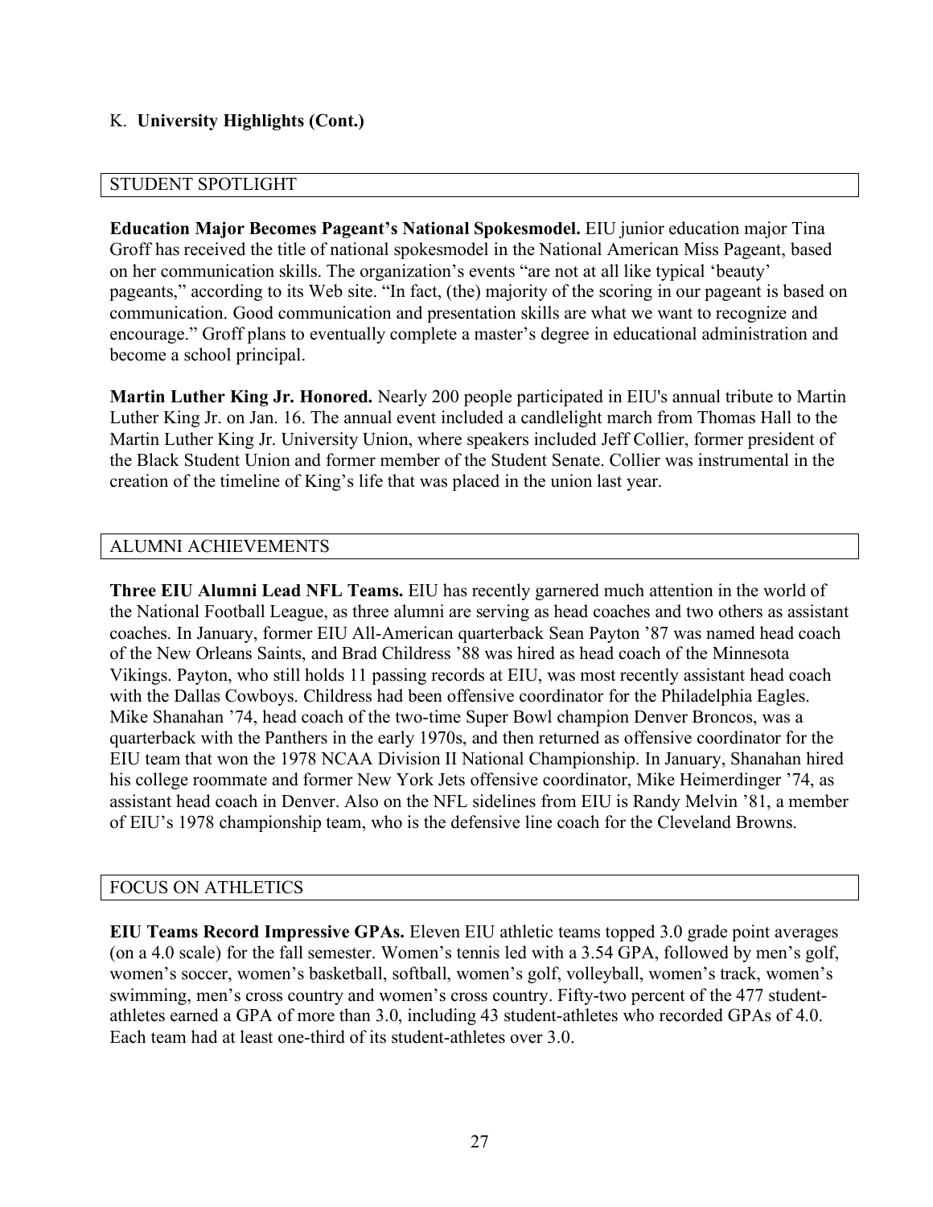## K. **University Highlights (Cont.)**

### STUDENT SPOTLIGHT

**Education Major Becomes Pageant's National Spokesmodel.** EIU junior education major Tina Groff has received the title of national spokesmodel in the National American Miss Pageant, based on her communication skills. The organization's events "are not at all like typical 'beauty' pageants," according to its Web site. "In fact, (the) majority of the scoring in our pageant is based on communication. Good communication and presentation skills are what we want to recognize and encourage." Groff plans to eventually complete a master's degree in educational administration and become a school principal.

**Martin Luther King Jr. Honored.** Nearly 200 people participated in EIU's annual tribute to Martin Luther King Jr. on Jan. 16. The annual event included a candlelight march from Thomas Hall to the Martin Luther King Jr. University Union, where speakers included Jeff Collier, former president of the Black Student Union and former member of the Student Senate. Collier was instrumental in the creation of the timeline of King's life that was placed in the union last year.

### ALUMNI ACHIEVEMENTS

**Three EIU Alumni Lead NFL Teams.** EIU has recently garnered much attention in the world of the National Football League, as three alumni are serving as head coaches and two others as assistant coaches. In January, former EIU All-American quarterback Sean Payton '87 was named head coach of the New Orleans Saints, and Brad Childress '88 was hired as head coach of the Minnesota Vikings. Payton, who still holds 11 passing records at EIU, was most recently assistant head coach with the Dallas Cowboys. Childress had been offensive coordinator for the Philadelphia Eagles. Mike Shanahan '74, head coach of the two-time Super Bowl champion Denver Broncos, was a quarterback with the Panthers in the early 1970s, and then returned as offensive coordinator for the EIU team that won the 1978 NCAA Division II National Championship. In January, Shanahan hired his college roommate and former New York Jets offensive coordinator, Mike Heimerdinger '74, as assistant head coach in Denver. Also on the NFL sidelines from EIU is Randy Melvin '81, a member of EIU's 1978 championship team, who is the defensive line coach for the Cleveland Browns.

### FOCUS ON ATHLETICS

**EIU Teams Record Impressive GPAs.** Eleven EIU athletic teams topped 3.0 grade point averages (on a 4.0 scale) for the fall semester. Women's tennis led with a 3.54 GPA, followed by men's golf, women's soccer, women's basketball, softball, women's golf, volleyball, women's track, women's swimming, men's cross country and women's cross country. Fifty-two percent of the 477 student-athletes earned a GPA of more than 3.0, including 43 student-athletes who recorded GPAs of 4.0. Each team had at least one-third of its student-athletes over 3.0.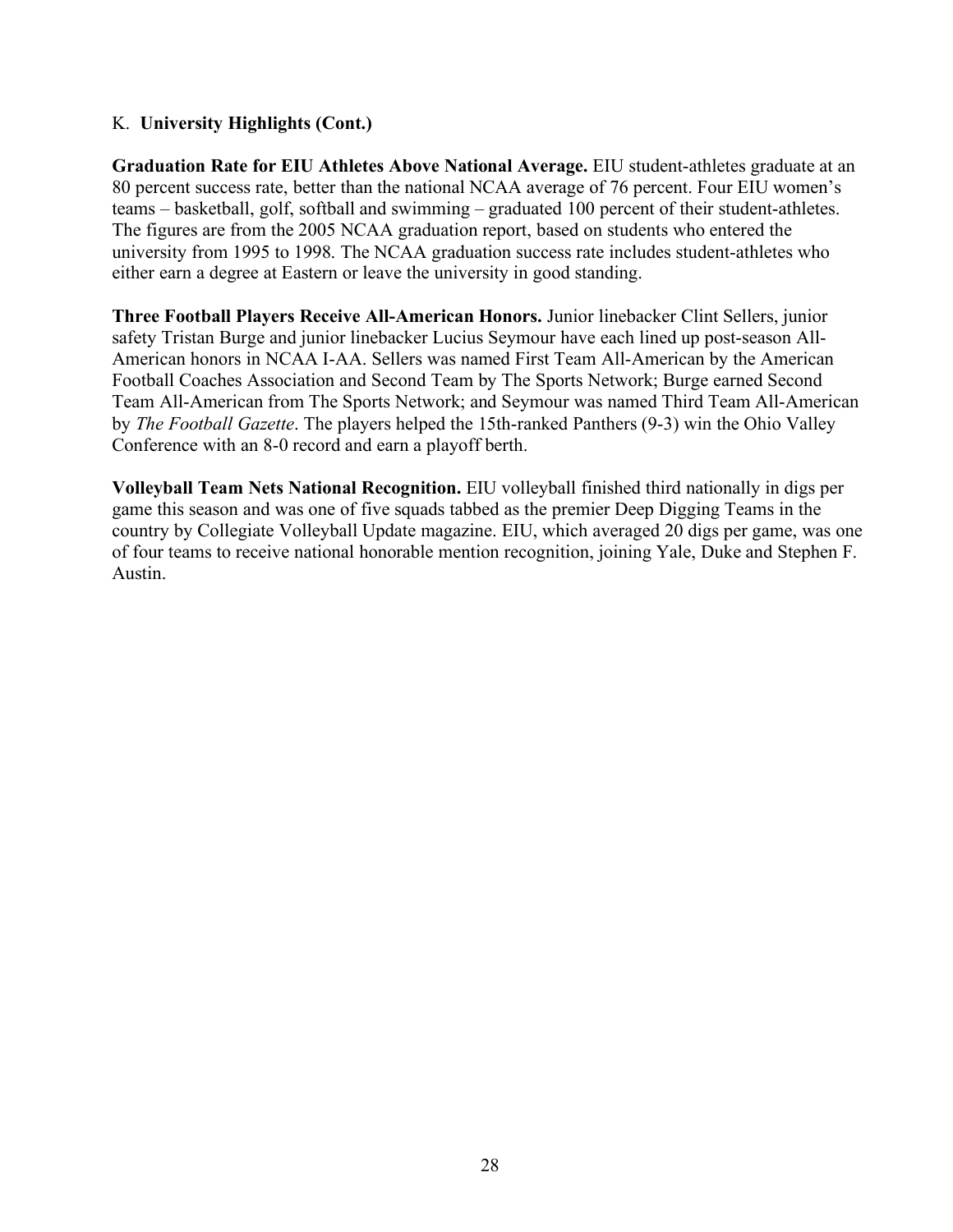K. **University Highlights (Cont.)**

**Graduation Rate for EIU Athletes Above National Average.** EIU student-athletes graduate at an 80 percent success rate, better than the national NCAA average of 76 percent. Four EIU women's teams – basketball, golf, softball and swimming – graduated 100 percent of their student-athletes. The figures are from the 2005 NCAA graduation report, based on students who entered the university from 1995 to 1998. The NCAA graduation success rate includes student-athletes who either earn a degree at Eastern or leave the university in good standing.

**Three Football Players Receive All-American Honors.** Junior linebacker Clint Sellers, junior safety Tristan Burge and junior linebacker Lucius Seymour have each lined up post-season All-American honors in NCAA I-AA. Sellers was named First Team All-American by the American Football Coaches Association and Second Team by The Sports Network; Burge earned Second Team All-American from The Sports Network; and Seymour was named Third Team All-American by *The Football Gazette*. The players helped the 15th-ranked Panthers (9-3) win the Ohio Valley Conference with an 8-0 record and earn a playoff berth.

**Volleyball Team Nets National Recognition.** EIU volleyball finished third nationally in digs per game this season and was one of five squads tabbed as the premier Deep Digging Teams in the country by Collegiate Volleyball Update magazine. EIU, which averaged 20 digs per game, was one of four teams to receive national honorable mention recognition, joining Yale, Duke and Stephen F. Austin.